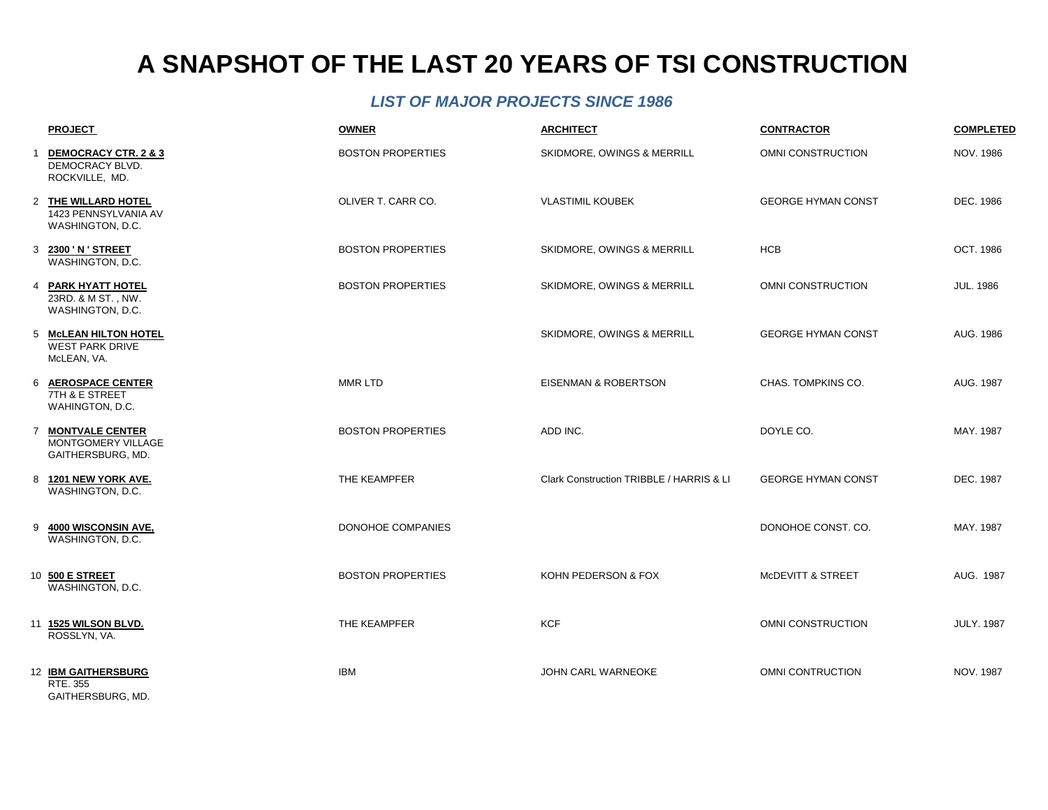# A SNAPSHOT OF THE LAST 20 YEARS OF TSI CONSTRUCTION

## *LIST OF MAJOR PROJECTS SINCE 1986*

| | PROJECT | OWNER | ARCHITECT | CONTRACTOR | COMPLETED |
|---|---|---|---|---|---|
| 1 | **DEMOCRACY CTR. 2 & 3**<br>DEMOCRACY BLVD.<br>ROCKVILLE, MD. | BOSTON PROPERTIES | SKIDMORE, OWINGS & MERRILL | OMNI CONSTRUCTION | NOV. 1986 |
| 2 | **THE WILLARD HOTEL**<br>1423 PENNSYLVANIA AV<br>WASHINGTON, D.C. | OLIVER T. CARR CO. | VLASTIMIL KOUBEK | GEORGE HYMAN CONST | DEC. 1986 |
| 3 | **2300 ' N ' STREET**<br>WASHINGTON, D.C. | BOSTON PROPERTIES | SKIDMORE, OWINGS & MERRILL | HCB | OCT. 1986 |
| 4 | **PARK HYATT HOTEL**<br>23RD. & M ST. , NW.<br>WASHINGTON, D.C. | BOSTON PROPERTIES | SKIDMORE, OWINGS & MERRILL | OMNI CONSTRUCTION | JUL. 1986 |
| 5 | **McLEAN HILTON HOTEL**<br>WEST PARK DRIVE<br>McLEAN, VA. | | SKIDMORE, OWINGS & MERRILL | GEORGE HYMAN CONST | AUG. 1986 |
| 6 | **AEROSPACE CENTER**<br>7TH & E STREET<br>WAHINGTON, D.C. | MMR LTD | EISENMAN & ROBERTSON | CHAS. TOMPKINS CO. | AUG. 1987 |
| 7 | **MONTVALE CENTER**<br>MONTGOMERY VILLAGE<br>GAITHERSBURG, MD. | BOSTON PROPERTIES | ADD INC. | DOYLE CO. | MAY. 1987 |
| 8 | **1201 NEW YORK AVE.**<br>WASHINGTON, D.C. | THE KEAMPFER | Clark Construction TRIBBLE / HARRIS & LI | GEORGE HYMAN CONST | DEC. 1987 |
| 9 | **4000 WISCONSIN AVE,**<br>WASHINGTON, D.C. | DONOHOE COMPANIES | | DONOHOE CONST. CO. | MAY. 1987 |
| 10 | **500 E STREET**<br>WASHINGTON, D.C. | BOSTON PROPERTIES | KOHN PEDERSON & FOX | McDEVITT & STREET | AUG. 1987 |
| 11 | **1525 WILSON BLVD.**<br>ROSSLYN, VA. | THE KEAMPFER | KCF | OMNI CONSTRUCTION | JULY. 1987 |
| 12 | **IBM GAITHERSBURG**<br>RTE. 355<br>GAITHERSBURG, MD. | IBM | JOHN CARL WARNEOKE | OMNI CONTRUCTION | NOV. 1987 |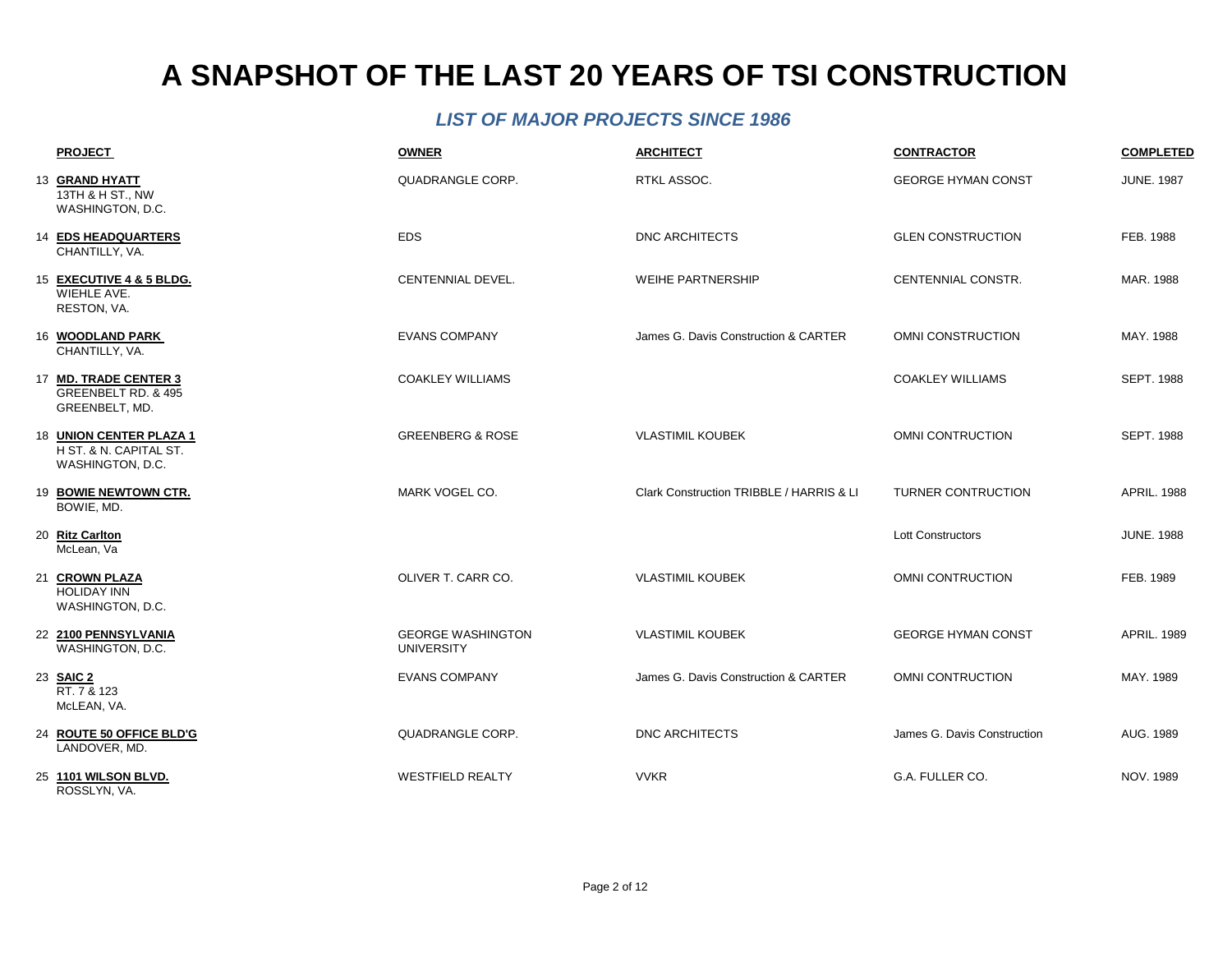# A SNAPSHOT OF THE LAST 20 YEARS OF TSI CONSTRUCTION

## *LIST OF MAJOR PROJECTS SINCE 1986*

| | PROJECT | OWNER | ARCHITECT | CONTRACTOR | COMPLETED |
|---|---|---|---|---|---|
| 13 | **GRAND HYATT**<br>13TH & H ST., NW<br>WASHINGTON, D.C. | QUADRANGLE CORP. | RTKL ASSOC. | GEORGE HYMAN CONST | JUNE. 1987 |
| 14 | **EDS HEADQUARTERS**<br>CHANTILLY, VA. | EDS | DNC ARCHITECTS | GLEN CONSTRUCTION | FEB. 1988 |
| 15 | **EXECUTIVE 4 & 5 BLDG.**<br>WIEHLE AVE.<br>RESTON, VA. | CENTENNIAL DEVEL. | WEIHE PARTNERSHIP | CENTENNIAL CONSTR. | MAR. 1988 |
| 16 | **WOODLAND PARK**<br>CHANTILLY, VA. | EVANS COMPANY | James G. Davis Construction & CARTER | OMNI CONSTRUCTION | MAY. 1988 |
| 17 | **MD. TRADE CENTER 3**<br>GREENBELT RD. & 495<br>GREENBELT, MD. | COAKLEY WILLIAMS | | COAKLEY WILLIAMS | SEPT. 1988 |
| 18 | **UNION CENTER PLAZA 1**<br>H ST. & N. CAPITAL ST.<br>WASHINGTON, D.C. | GREENBERG & ROSE | VLASTIMIL KOUBEK | OMNI CONTRUCTION | SEPT. 1988 |
| 19 | **BOWIE NEWTOWN CTR.**<br>BOWIE, MD. | MARK VOGEL CO. | Clark Construction TRIBBLE / HARRIS & LI | TURNER CONTRUCTION | APRIL. 1988 |
| 20 | **Ritz Carlton**<br>McLean, Va | | | Lott Constructors | JUNE. 1988 |
| 21 | **CROWN PLAZA**<br>HOLIDAY INN<br>WASHINGTON, D.C. | OLIVER T. CARR CO. | VLASTIMIL KOUBEK | OMNI CONTRUCTION | FEB. 1989 |
| 22 | **2100 PENNSYLVANIA**<br>WASHINGTON, D.C. | GEORGE WASHINGTON UNIVERSITY | VLASTIMIL KOUBEK | GEORGE HYMAN CONST | APRIL. 1989 |
| 23 | **SAIC 2**<br>RT. 7 & 123<br>McLEAN, VA. | EVANS COMPANY | James G. Davis Construction & CARTER | OMNI CONTRUCTION | MAY. 1989 |
| 24 | **ROUTE 50 OFFICE BLD'G**<br>LANDOVER, MD. | QUADRANGLE CORP. | DNC ARCHITECTS | James G. Davis Construction | AUG. 1989 |
| 25 | **1101 WILSON BLVD.**<br>ROSSLYN, VA. | WESTFIELD REALTY | VVKR | G.A. FULLER CO. | NOV. 1989 |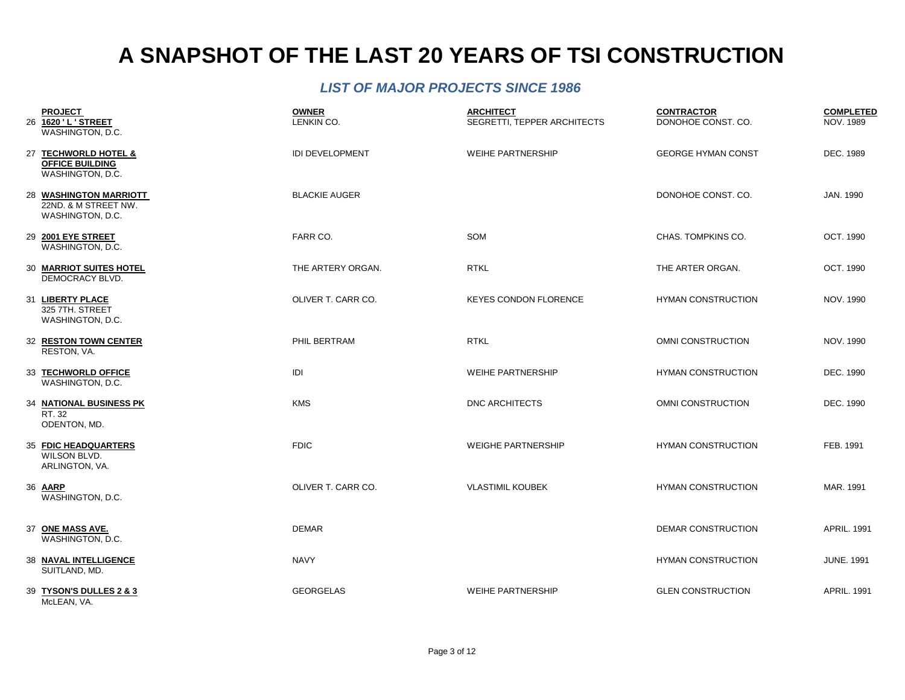# A SNAPSHOT OF THE LAST 20 YEARS OF TSI CONSTRUCTION

## *LIST OF MAJOR PROJECTS SINCE 1986*

| | PROJECT | OWNER | ARCHITECT | CONTRACTOR | COMPLETED |
|---|---|---|---|---|---|
| 26 | **1620 ' L ' STREET**<br>WASHINGTON, D.C. | LENKIN CO. | SEGRETTI, TEPPER ARCHITECTS | DONOHOE CONST. CO. | NOV. 1989 |
| 27 | **TECHWORLD HOTEL & OFFICE BUILDING**<br>WASHINGTON, D.C. | IDI DEVELOPMENT | WEIHE PARTNERSHIP | GEORGE HYMAN CONST | DEC. 1989 |
| 28 | **WASHINGTON MARRIOTT**<br>22ND. & M STREET NW.<br>WASHINGTON, D.C. | BLACKIE AUGER | | DONOHOE CONST. CO. | JAN. 1990 |
| 29 | **2001 EYE STREET**<br>WASHINGTON, D.C. | FARR CO. | SOM | CHAS. TOMPKINS CO. | OCT. 1990 |
| 30 | **MARRIOT SUITES HOTEL**<br>DEMOCRACY BLVD. | THE ARTERY ORGAN. | RTKL | THE ARTER ORGAN. | OCT. 1990 |
| 31 | **LIBERTY PLACE**<br>325 7TH. STREET<br>WASHINGTON, D.C. | OLIVER T. CARR CO. | KEYES CONDON FLORENCE | HYMAN CONSTRUCTION | NOV. 1990 |
| 32 | **RESTON TOWN CENTER**<br>RESTON, VA. | PHIL BERTRAM | RTKL | OMNI CONSTRUCTION | NOV. 1990 |
| 33 | **TECHWORLD OFFICE**<br>WASHINGTON, D.C. | IDI | WEIHE PARTNERSHIP | HYMAN CONSTRUCTION | DEC. 1990 |
| 34 | **NATIONAL BUSINESS PK**<br>RT. 32<br>ODENTON, MD. | KMS | DNC ARCHITECTS | OMNI CONSTRUCTION | DEC. 1990 |
| 35 | **FDIC HEADQUARTERS**<br>WILSON BLVD.<br>ARLINGTON, VA. | FDIC | WEIGHE PARTNERSHIP | HYMAN CONSTRUCTION | FEB. 1991 |
| 36 | **AARP**<br>WASHINGTON, D.C. | OLIVER T. CARR CO. | VLASTIMIL KOUBEK | HYMAN CONSTRUCTION | MAR. 1991 |
| 37 | **ONE MASS AVE.**<br>WASHINGTON, D.C. | DEMAR | | DEMAR CONSTRUCTION | APRIL. 1991 |
| 38 | **NAVAL INTELLIGENCE**<br>SUITLAND, MD. | NAVY | | HYMAN CONSTRUCTION | JUNE. 1991 |
| 39 | **TYSON'S DULLES 2 & 3**<br>McLEAN, VA. | GEORGELAS | WEIHE PARTNERSHIP | GLEN CONSTRUCTION | APRIL. 1991 |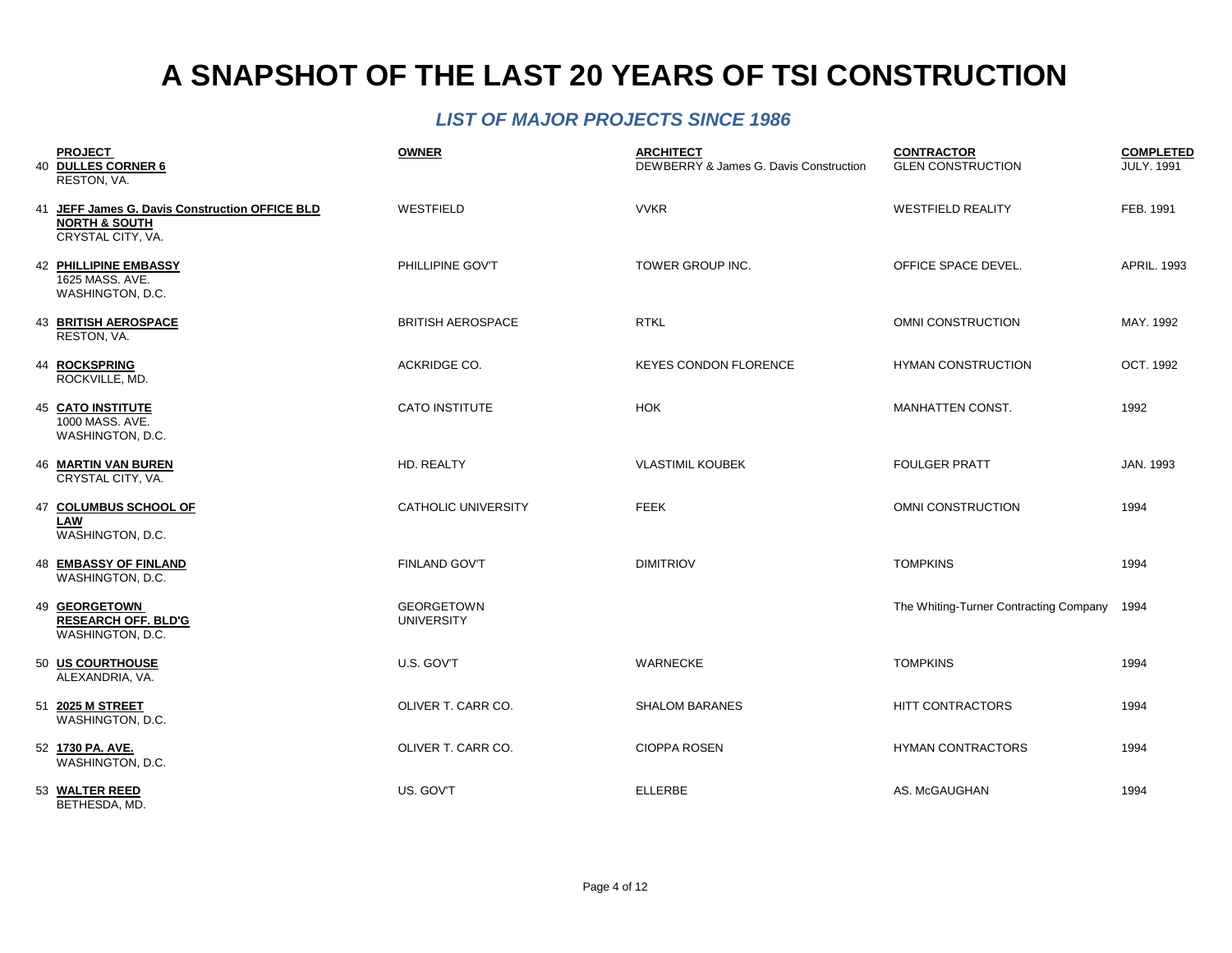# A SNAPSHOT OF THE LAST 20 YEARS OF TSI CONSTRUCTION

## *LIST OF MAJOR PROJECTS SINCE 1986*

| | PROJECT | OWNER | ARCHITECT | CONTRACTOR | COMPLETED |
|---|---|---|---|---|---|
| 40 | **DULLES CORNER 6**<br>RESTON, VA. | | DEWBERRY & James G. Davis Construction | GLEN CONSTRUCTION | JULY. 1991 |
| 41 | **JEFF James G. Davis Construction OFFICE BLD NORTH & SOUTH**<br>CRYSTAL CITY, VA. | WESTFIELD | VVKR | WESTFIELD REALITY | FEB. 1991 |
| 42 | **PHILLIPINE EMBASSY**<br>1625 MASS. AVE.<br>WASHINGTON, D.C. | PHILLIPINE GOV'T | TOWER GROUP INC. | OFFICE SPACE DEVEL. | APRIL. 1993 |
| 43 | **BRITISH AEROSPACE**<br>RESTON, VA. | BRITISH AEROSPACE | RTKL | OMNI CONSTRUCTION | MAY. 1992 |
| 44 | **ROCKSPRING**<br>ROCKVILLE, MD. | ACKRIDGE CO. | KEYES CONDON FLORENCE | HYMAN CONSTRUCTION | OCT. 1992 |
| 45 | **CATO INSTITUTE**<br>1000 MASS. AVE.<br>WASHINGTON, D.C. | CATO INSTITUTE | HOK | MANHATTEN CONST. | 1992 |
| 46 | **MARTIN VAN BUREN**<br>CRYSTAL CITY, VA. | HD. REALTY | VLASTIMIL KOUBEK | FOULGER PRATT | JAN. 1993 |
| 47 | **COLUMBUS SCHOOL OF LAW**<br>WASHINGTON, D.C. | CATHOLIC UNIVERSITY | FEEK | OMNI CONSTRUCTION | 1994 |
| 48 | **EMBASSY OF FINLAND**<br>WASHINGTON, D.C. | FINLAND GOV'T | DIMITRIOV | TOMPKINS | 1994 |
| 49 | **GEORGETOWN RESEARCH OFF. BLD'G**<br>WASHINGTON, D.C. | GEORGETOWN UNIVERSITY | | The Whiting-Turner Contracting Company | 1994 |
| 50 | **US COURTHOUSE**<br>ALEXANDRIA, VA. | U.S. GOV'T | WARNECKE | TOMPKINS | 1994 |
| 51 | **2025 M STREET**<br>WASHINGTON, D.C. | OLIVER T. CARR CO. | SHALOM BARANES | HITT CONTRACTORS | 1994 |
| 52 | **1730 PA. AVE.**<br>WASHINGTON, D.C. | OLIVER T. CARR CO. | CIOPPA ROSEN | HYMAN CONTRACTORS | 1994 |
| 53 | **WALTER REED**<br>BETHESDA, MD. | US. GOV'T | ELLERBE | AS. McGAUGHAN | 1994 |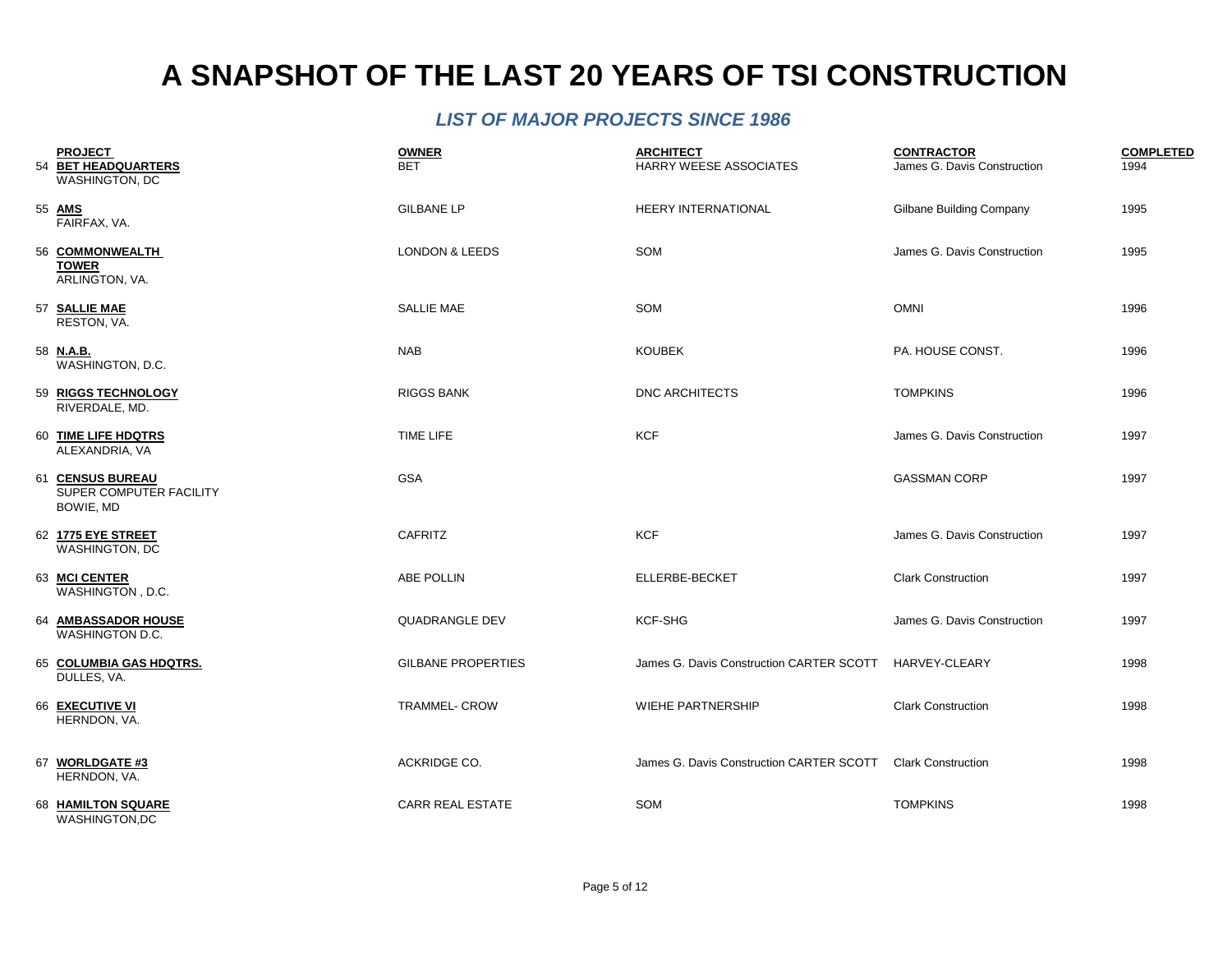# A SNAPSHOT OF THE LAST 20 YEARS OF TSI CONSTRUCTION

## *LIST OF MAJOR PROJECTS SINCE 1986*

| | PROJECT | OWNER | ARCHITECT | CONTRACTOR | COMPLETED |
|---|---|---|---|---|---|
| 54 | **BET HEADQUARTERS** WASHINGTON, DC | BET | HARRY WEESE ASSOCIATES | James G. Davis Construction | 1994 |
| 55 | **AMS** FAIRFAX, VA. | GILBANE LP | HEERY INTERNATIONAL | Gilbane Building Company | 1995 |
| 56 | **COMMONWEALTH TOWER** ARLINGTON, VA. | LONDON & LEEDS | SOM | James G. Davis Construction | 1995 |
| 57 | **SALLIE MAE** RESTON, VA. | SALLIE MAE | SOM | OMNI | 1996 |
| 58 | **N.A.B.** WASHINGTON, D.C. | NAB | KOUBEK | PA. HOUSE CONST. | 1996 |
| 59 | **RIGGS TECHNOLOGY** RIVERDALE, MD. | RIGGS BANK | DNC ARCHITECTS | TOMPKINS | 1996 |
| 60 | **TIME LIFE HDQTRS** ALEXANDRIA, VA | TIME LIFE | KCF | James G. Davis Construction | 1997 |
| 61 | **CENSUS BUREAU** SUPER COMPUTER FACILITY BOWIE, MD | GSA | | GASSMAN CORP | 1997 |
| 62 | **1775 EYE STREET** WASHINGTON, DC | CAFRITZ | KCF | James G. Davis Construction | 1997 |
| 63 | **MCI CENTER** WASHINGTON , D.C. | ABE POLLIN | ELLERBE-BECKET | Clark Construction | 1997 |
| 64 | **AMBASSADOR HOUSE** WASHINGTON D.C. | QUADRANGLE DEV | KCF-SHG | James G. Davis Construction | 1997 |
| 65 | **COLUMBIA GAS HDQTRS.** DULLES, VA. | GILBANE PROPERTIES | James G. Davis Construction CARTER SCOTT | HARVEY-CLEARY | 1998 |
| 66 | **EXECUTIVE VI** HERNDON, VA. | TRAMMEL- CROW | WIEHE PARTNERSHIP | Clark Construction | 1998 |
| 67 | **WORLDGATE #3** HERNDON, VA. | ACKRIDGE CO. | James G. Davis Construction CARTER SCOTT | Clark Construction | 1998 |
| 68 | **HAMILTON SQUARE** WASHINGTON,DC | CARR REAL ESTATE | SOM | TOMPKINS | 1998 |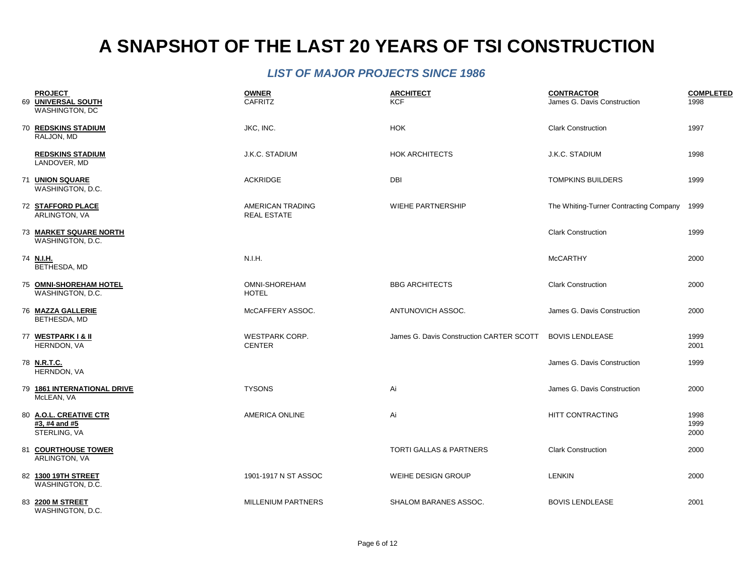# A SNAPSHOT OF THE LAST 20 YEARS OF TSI CONSTRUCTION

## *LIST OF MAJOR PROJECTS SINCE 1986*

| | PROJECT | OWNER | ARCHITECT | CONTRACTOR | COMPLETED |
|---|---|---|---|---|---|
| 69 | **UNIVERSAL SOUTH** WASHINGTON, DC | CAFRITZ | KCF | James G. Davis Construction | 1998 |
| 70 | **REDSKINS STADIUM** RALJON, MD | JKC, INC. | HOK | Clark Construction | 1997 |
| | **REDSKINS STADIUM** LANDOVER, MD | J.K.C. STADIUM | HOK ARCHITECTS | J.K.C. STADIUM | 1998 |
| 71 | **UNION SQUARE** WASHINGTON, D.C. | ACKRIDGE | DBI | TOMPKINS BUILDERS | 1999 |
| 72 | **STAFFORD PLACE** ARLINGTON, VA | AMERICAN TRADING REAL ESTATE | WIEHE PARTNERSHIP | The Whiting-Turner Contracting Company | 1999 |
| 73 | **MARKET SQUARE NORTH** WASHINGTON, D.C. | | | Clark Construction | 1999 |
| 74 | **N.I.H.** BETHESDA, MD | N.I.H. | | McCARTHY | 2000 |
| 75 | **OMNI-SHOREHAM HOTEL** WASHINGTON, D.C. | OMNI-SHOREHAM HOTEL | BBG ARCHITECTS | Clark Construction | 2000 |
| 76 | **MAZZA GALLERIE** BETHESDA, MD | McCAFFERY ASSOC. | ANTUNOVICH ASSOC. | James G. Davis Construction | 2000 |
| 77 | **WESTPARK I & II** HERNDON, VA | WESTPARK CORP. CENTER | James G. Davis Construction CARTER SCOTT | BOVIS LENDLEASE | 1999 2001 |
| 78 | **N.R.T.C.** HERNDON, VA | | | James G. Davis Construction | 1999 |
| 79 | **1861 INTERNATIONAL DRIVE** McLEAN, VA | TYSONS | Ai | James G. Davis Construction | 2000 |
| 80 | **A.O.L. CREATIVE CTR #3, #4 and #5** STERLING, VA | AMERICA ONLINE | Ai | HITT CONTRACTING | 1998 1999 2000 |
| 81 | **COURTHOUSE TOWER** ARLINGTON, VA | | TORTI GALLAS & PARTNERS | Clark Construction | 2000 |
| 82 | **1300 19TH STREET** WASHINGTON, D.C. | 1901-1917 N ST ASSOC | WEIHE DESIGN GROUP | LENKIN | 2000 |
| 83 | **2200 M STREET** WASHINGTON, D.C. | MILLENIUM PARTNERS | SHALOM BARANES ASSOC. | BOVIS LENDLEASE | 2001 |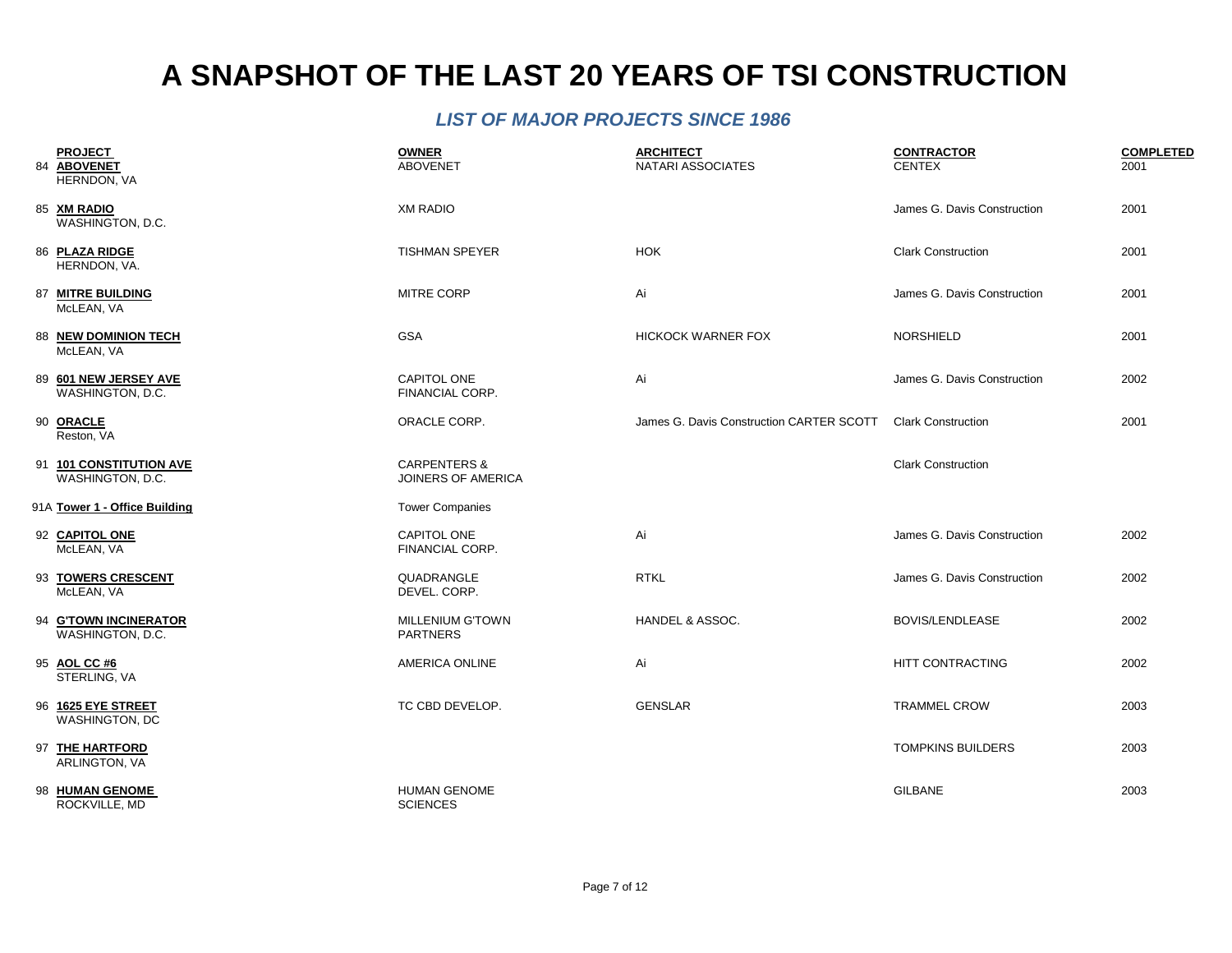# A SNAPSHOT OF THE LAST 20 YEARS OF TSI CONSTRUCTION

## *LIST OF MAJOR PROJECTS SINCE 1986*

| | PROJECT | OWNER | ARCHITECT | CONTRACTOR | COMPLETED |
|---|---|---|---|---|---|
| 84 | **ABOVENET** HERNDON, VA | ABOVENET | NATARI ASSOCIATES | CENTEX | 2001 |
| 85 | **XM RADIO** WASHINGTON, D.C. | XM RADIO | | James G. Davis Construction | 2001 |
| 86 | **PLAZA RIDGE** HERNDON, VA. | TISHMAN SPEYER | HOK | Clark Construction | 2001 |
| 87 | **MITRE BUILDING** McLEAN, VA | MITRE CORP | Ai | James G. Davis Construction | 2001 |
| 88 | **NEW DOMINION TECH** McLEAN, VA | GSA | HICKOCK WARNER FOX | NORSHIELD | 2001 |
| 89 | **601 NEW JERSEY AVE** WASHINGTON, D.C. | CAPITOL ONE FINANCIAL CORP. | Ai | James G. Davis Construction | 2002 |
| 90 | **ORACLE** Reston, VA | ORACLE CORP. | James G. Davis Construction CARTER SCOTT | Clark Construction | 2001 |
| 91 | **101 CONSTITUTION AVE** WASHINGTON, D.C. | CARPENTERS & JOINERS OF AMERICA | | Clark Construction | |
| 91A | **Tower 1 - Office Building** | Tower Companies | | | |
| 92 | **CAPITOL ONE** McLEAN, VA | CAPITOL ONE FINANCIAL CORP. | Ai | James G. Davis Construction | 2002 |
| 93 | **TOWERS CRESCENT** McLEAN, VA | QUADRANGLE DEVEL. CORP. | RTKL | James G. Davis Construction | 2002 |
| 94 | **G'TOWN INCINERATOR** WASHINGTON, D.C. | MILLENIUM G'TOWN PARTNERS | HANDEL & ASSOC. | BOVIS/LENDLEASE | 2002 |
| 95 | **AOL CC #6** STERLING, VA | AMERICA ONLINE | Ai | HITT CONTRACTING | 2002 |
| 96 | **1625 EYE STREET** WASHINGTON, DC | TC CBD DEVELOP. | GENSLAR | TRAMMEL CROW | 2003 |
| 97 | **THE HARTFORD** ARLINGTON, VA | | | TOMPKINS BUILDERS | 2003 |
| 98 | **HUMAN GENOME** ROCKVILLE, MD | HUMAN GENOME SCIENCES | | GILBANE | 2003 |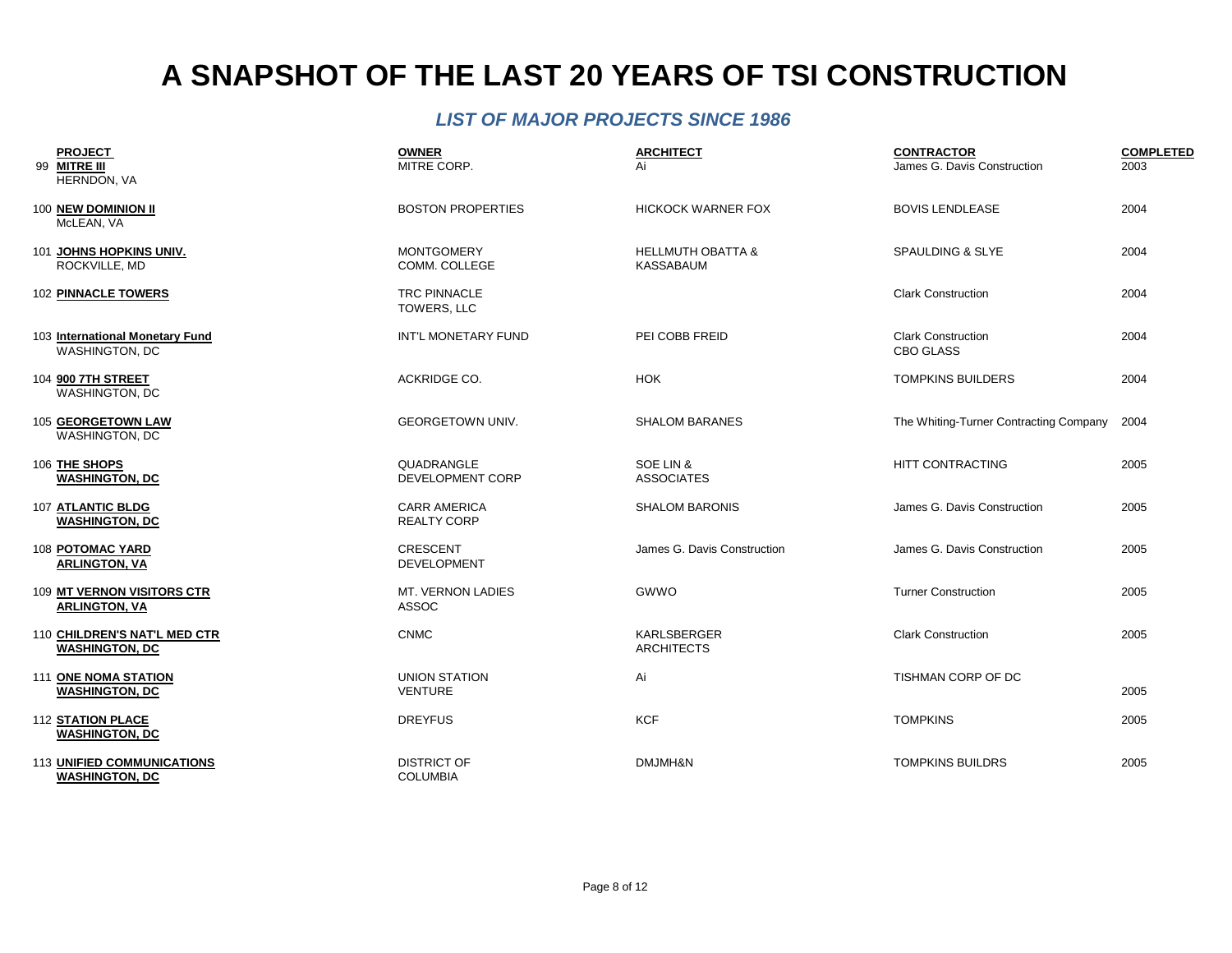# A SNAPSHOT OF THE LAST 20 YEARS OF TSI CONSTRUCTION

## *LIST OF MAJOR PROJECTS SINCE 1986*

| | PROJECT | OWNER | ARCHITECT | CONTRACTOR | COMPLETED |
|---|---|---|---|---|---|
| 99 | **MITRE III** HERNDON, VA | MITRE CORP. | Ai | James G. Davis Construction | 2003 |
| 100 | **NEW DOMINION II** McLEAN, VA | BOSTON PROPERTIES | HICKOCK WARNER FOX | BOVIS LENDLEASE | 2004 |
| 101 | **JOHNS HOPKINS UNIV.** ROCKVILLE, MD | MONTGOMERY COMM. COLLEGE | HELLMUTH OBATTA & KASSABAUM | SPAULDING & SLYE | 2004 |
| 102 | **PINNACLE TOWERS** | TRC PINNACLE TOWERS, LLC | | Clark Construction | 2004 |
| 103 | **International Monetary Fund** WASHINGTON, DC | INT'L MONETARY FUND | PEI COBB FREID | Clark Construction CBO GLASS | 2004 |
| 104 | **900 7TH STREET** WASHINGTON, DC | ACKRIDGE CO. | HOK | TOMPKINS BUILDERS | 2004 |
| 105 | **GEORGETOWN LAW** WASHINGTON, DC | GEORGETOWN UNIV. | SHALOM BARANES | The Whiting-Turner Contracting Company | 2004 |
| 106 | **THE SHOPS** **WASHINGTON, DC** | QUADRANGLE DEVELOPMENT CORP | SOE LIN & ASSOCIATES | HITT CONTRACTING | 2005 |
| 107 | **ATLANTIC BLDG** **WASHINGTON, DC** | CARR AMERICA REALTY CORP | SHALOM BARONIS | James G. Davis Construction | 2005 |
| 108 | **POTOMAC YARD** **ARLINGTON, VA** | CRESCENT DEVELOPMENT | James G. Davis Construction | James G. Davis Construction | 2005 |
| 109 | **MT VERNON VISITORS CTR** **ARLINGTON, VA** | MT. VERNON LADIES ASSOC | GWWO | Turner Construction | 2005 |
| 110 | **CHILDREN'S NAT'L MED CTR** **WASHINGTON, DC** | CNMC | KARLSBERGER ARCHITECTS | Clark Construction | 2005 |
| 111 | **ONE NOMA STATION** **WASHINGTON, DC** | UNION STATION VENTURE | Ai | TISHMAN CORP OF DC | 2005 |
| 112 | **STATION PLACE** **WASHINGTON, DC** | DREYFUS | KCF | TOMPKINS | 2005 |
| 113 | **UNIFIED COMMUNICATIONS** **WASHINGTON, DC** | DISTRICT OF COLUMBIA | DMJMH&N | TOMPKINS BUILDRS | 2005 |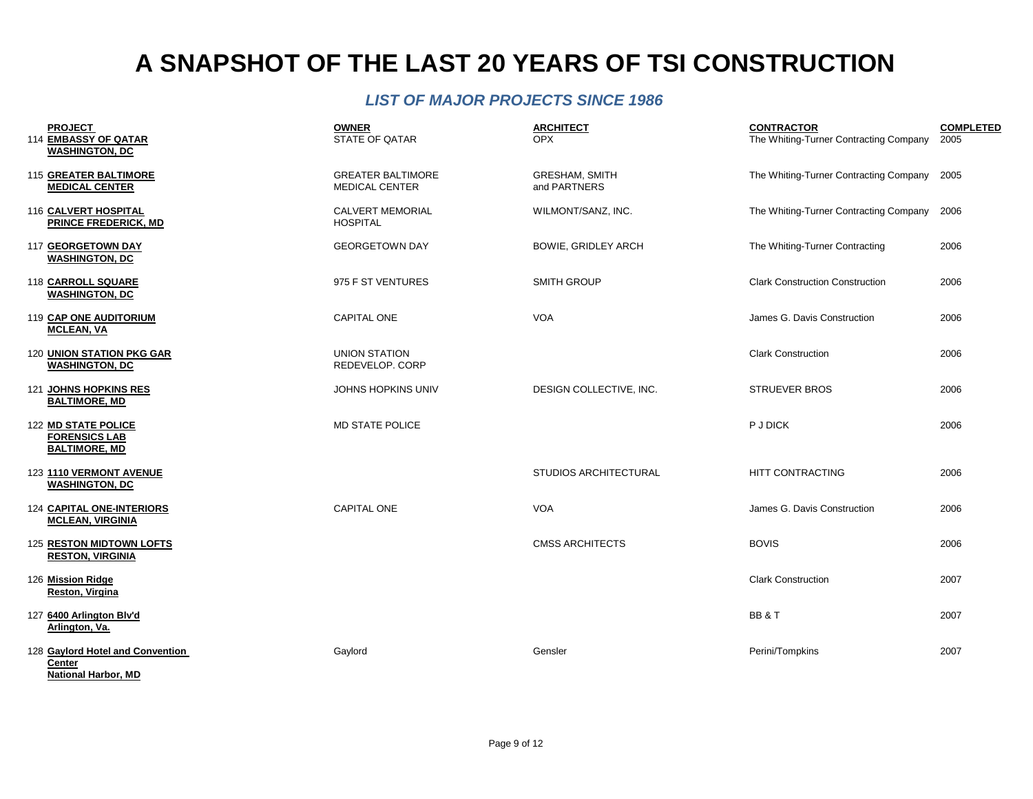# A SNAPSHOT OF THE LAST 20 YEARS OF TSI CONSTRUCTION

## *LIST OF MAJOR PROJECTS SINCE 1986*

| | PROJECT | OWNER | ARCHITECT | CONTRACTOR | COMPLETED |
|---|---|---|---|---|---|
| 114 | **EMBASSY OF QATAR WASHINGTON, DC** | STATE OF QATAR | OPX | The Whiting-Turner Contracting Company | 2005 |
| 115 | **GREATER BALTIMORE MEDICAL CENTER** | GREATER BALTIMORE MEDICAL CENTER | GRESHAM, SMITH and PARTNERS | The Whiting-Turner Contracting Company | 2005 |
| 116 | **CALVERT HOSPITAL PRINCE FREDERICK, MD** | CALVERT MEMORIAL HOSPITAL | WILMONT/SANZ, INC. | The Whiting-Turner Contracting Company | 2006 |
| 117 | **GEORGETOWN DAY WASHINGTON, DC** | GEORGETOWN DAY | BOWIE, GRIDLEY ARCH | The Whiting-Turner Contracting | 2006 |
| 118 | **CARROLL SQUARE WASHINGTON, DC** | 975 F ST VENTURES | SMITH GROUP | Clark Construction Construction | 2006 |
| 119 | **CAP ONE AUDITORIUM MCLEAN, VA** | CAPITAL ONE | VOA | James G. Davis Construction | 2006 |
| 120 | **UNION STATION PKG GAR WASHINGTON, DC** | UNION STATION REDEVELOP. CORP | | Clark Construction | 2006 |
| 121 | **JOHNS HOPKINS RES BALTIMORE, MD** | JOHNS HOPKINS UNIV | DESIGN COLLECTIVE, INC. | STRUEVER BROS | 2006 |
| 122 | **MD STATE POLICE FORENSICS LAB BALTIMORE, MD** | MD STATE POLICE | | P J DICK | 2006 |
| 123 | **1110 VERMONT AVENUE WASHINGTON, DC** | | STUDIOS ARCHITECTURAL | HITT CONTRACTING | 2006 |
| 124 | **CAPITAL ONE-INTERIORS MCLEAN, VIRGINIA** | CAPITAL ONE | VOA | James G. Davis Construction | 2006 |
| 125 | **RESTON MIDTOWN LOFTS RESTON, VIRGINIA** | | CMSS ARCHITECTS | BOVIS | 2006 |
| 126 | **Mission Ridge Reston, Virgina** | | | Clark Construction | 2007 |
| 127 | **6400 Arlington Blv'd Arlington, Va.** | | | BB & T | 2007 |
| 128 | **Gaylord Hotel and Convention Center National Harbor, MD** | Gaylord | Gensler | Perini/Tompkins | 2007 |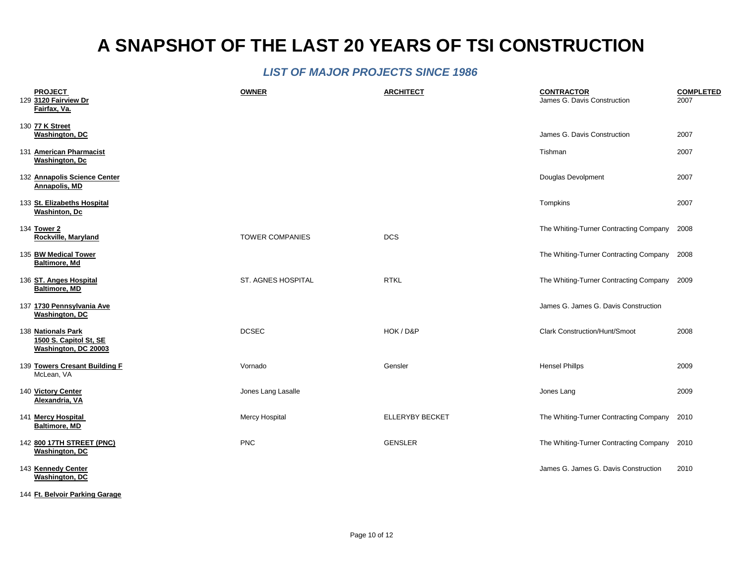# A SNAPSHOT OF THE LAST 20 YEARS OF TSI CONSTRUCTION

## *LIST OF MAJOR PROJECTS SINCE 1986*

| | PROJECT | OWNER | ARCHITECT | CONTRACTOR | COMPLETED |
|---|---|---|---|---|---|
| 129 | **3120 Fairview Dr** **Fairfax, Va.** | | | James G. Davis Construction | 2007 |
| 130 | **77 K Street** **Washington, DC** | | | James G. Davis Construction | 2007 |
| 131 | **American Pharmacist** **Washington, Dc** | | | Tishman | 2007 |
| 132 | **Annapolis Science Center** **Annapolis, MD** | | | Douglas Devolpment | 2007 |
| 133 | **St. Elizabeths Hospital** **Washinton, Dc** | | | Tompkins | 2007 |
| 134 | **Tower 2** **Rockville, Maryland** | TOWER COMPANIES | DCS | The Whiting-Turner Contracting Company | 2008 |
| 135 | **BW Medical Tower** **Baltimore, Md** | | | The Whiting-Turner Contracting Company | 2008 |
| 136 | **ST. Anges Hospital** **Baltimore, MD** | ST. AGNES HOSPITAL | RTKL | The Whiting-Turner Contracting Company | 2009 |
| 137 | **1730 Pennsylvania Ave** **Washington, DC** | | | James G. James G. Davis Construction | |
| 138 | **Nationals Park** **1500 S. Capitol St, SE** **Washington, DC 20003** | DCSEC | HOK / D&P | Clark Construction/Hunt/Smoot | 2008 |
| 139 | **Towers Cresant Building F** McLean, VA | Vornado | Gensler | Hensel Phillps | 2009 |
| 140 | **Victory Center** **Alexandria, VA** | Jones Lang Lasalle | | Jones Lang | 2009 |
| 141 | **Mercy Hospital** **Baltimore, MD** | Mercy Hospital | ELLERYBY BECKET | The Whiting-Turner Contracting Company | 2010 |
| 142 | **800 17TH STREET (PNC)** **Washington, DC** | PNC | GENSLER | The Whiting-Turner Contracting Company | 2010 |
| 143 | **Kennedy Center** **Washington, DC** | | | James G. James G. Davis Construction | 2010 |
| 144 | **Ft. Belvoir Parking Garage** | | | | |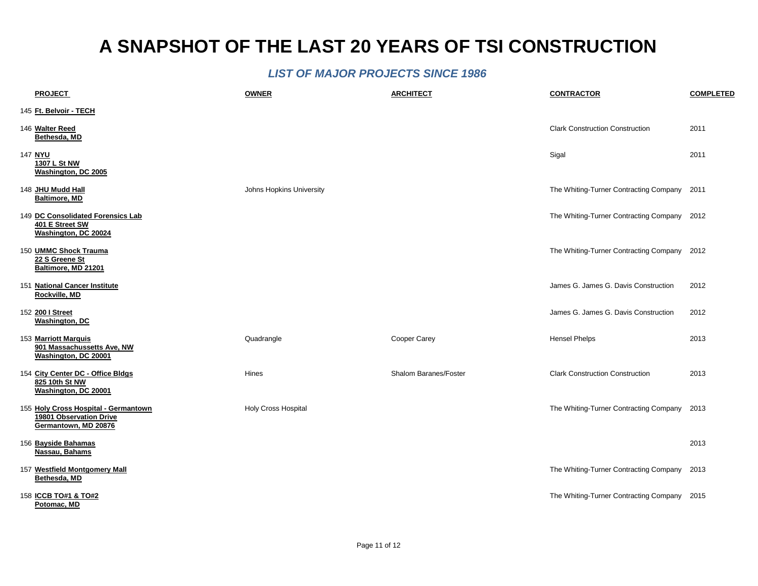# A SNAPSHOT OF THE LAST 20 YEARS OF TSI CONSTRUCTION

## *LIST OF MAJOR PROJECTS SINCE 1986*

| | PROJECT | OWNER | ARCHITECT | CONTRACTOR | COMPLETED |
|---|---|---|---|---|---|
| 145 | **Ft. Belvoir - TECH** | | | | |
| 146 | **Walter Reed**<br>**Bethesda, MD** | | | Clark Construction Construction | 2011 |
| 147 | **NYU**<br>**1307 L St NW**<br>**Washington, DC 2005** | | | Sigal | 2011 |
| 148 | **JHU Mudd Hall**<br>**Baltimore, MD** | Johns Hopkins University | | The Whiting-Turner Contracting Company | 2011 |
| 149 | **DC Consolidated Forensics Lab**<br>**401 E Street SW**<br>**Washington, DC 20024** | | | The Whiting-Turner Contracting Company | 2012 |
| 150 | **UMMC Shock Trauma**<br>**22 S Greene St**<br>**Baltimore, MD 21201** | | | The Whiting-Turner Contracting Company | 2012 |
| 151 | **National Cancer Institute**<br>**Rockville, MD** | | | James G. James G. Davis Construction | 2012 |
| 152 | **200 I Street**<br>**Washington, DC** | | | James G. James G. Davis Construction | 2012 |
| 153 | **Marriott Marquis**<br>**901 Massachussetts Ave, NW**<br>**Washington, DC 20001** | Quadrangle | Cooper Carey | Hensel Phelps | 2013 |
| 154 | **City Center DC - Office Bldgs**<br>**825 10th St NW**<br>**Washington, DC 20001** | Hines | Shalom Baranes/Foster | Clark Construction Construction | 2013 |
| 155 | **Holy Cross Hospital - Germantown**<br>**19801 Observation Drive**<br>**Germantown, MD 20876** | Holy Cross Hospital | | The Whiting-Turner Contracting Company | 2013 |
| 156 | **Bayside Bahamas**<br>**Nassau, Bahams** | | | | 2013 |
| 157 | **Westfield Montgomery Mall**<br>**Bethesda, MD** | | | The Whiting-Turner Contracting Company | 2013 |
| 158 | **ICCB TO#1 & TO#2**<br>**Potomac, MD** | | | The Whiting-Turner Contracting Company | 2015 |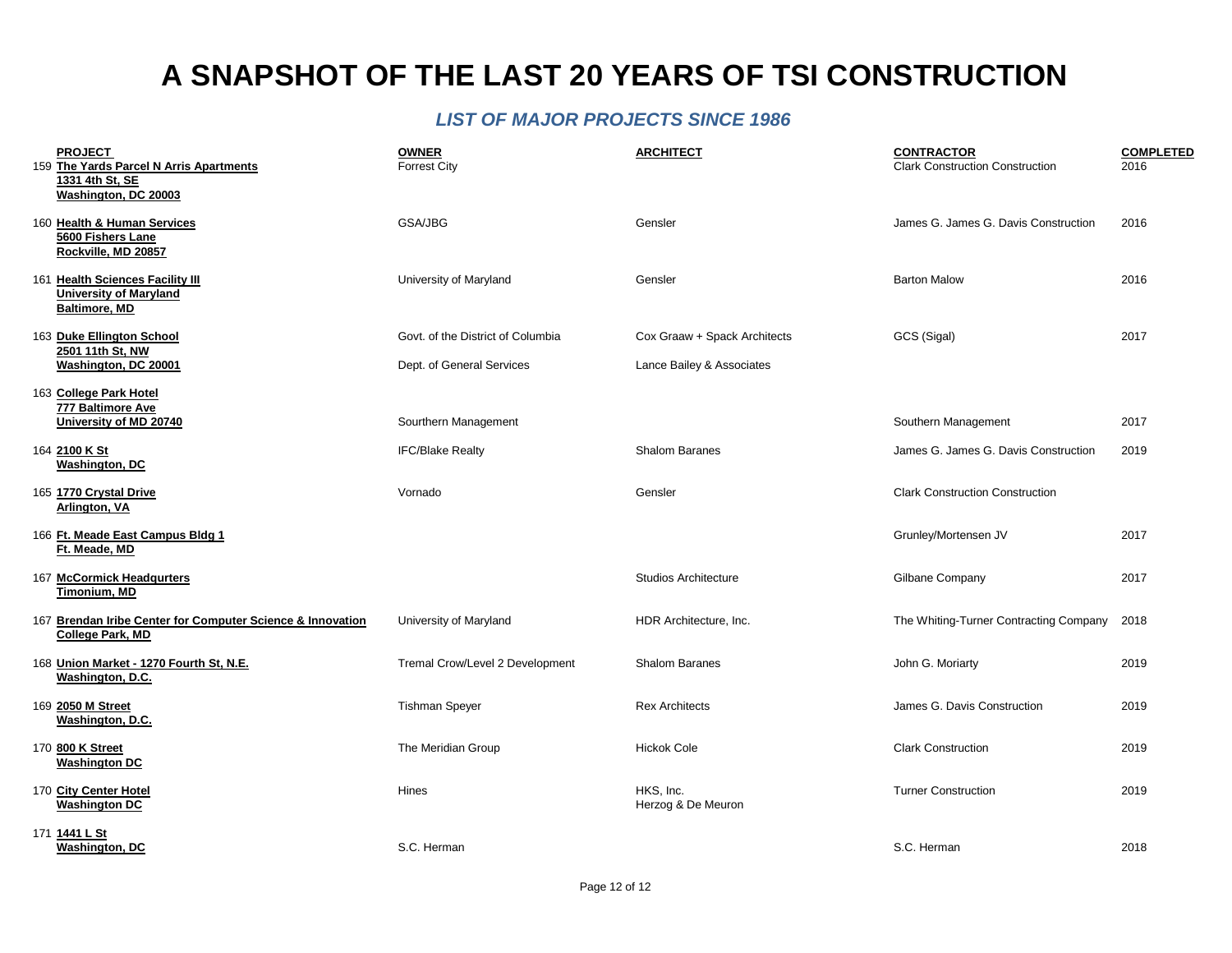# A SNAPSHOT OF THE LAST 20 YEARS OF TSI CONSTRUCTION

## *LIST OF MAJOR PROJECTS SINCE 1986*

| | PROJECT | OWNER | ARCHITECT | CONTRACTOR | COMPLETED |
|---|---|---|---|---|---|
| 159 | **The Yards Parcel N Arris Apartments**<br>**1331 4th St, SE**<br>**Washington, DC 20003** | Forrest City | | Clark Construction Construction | 2016 |
| 160 | **Health & Human Services**<br>**5600 Fishers Lane**<br>**Rockville, MD 20857** | GSA/JBG | Gensler | James G. James G. Davis Construction | 2016 |
| 161 | **Health Sciences Facility III**<br>**University of Maryland**<br>**Baltimore, MD** | University of Maryland | Gensler | Barton Malow | 2016 |
| 163 | **Duke Ellington School**<br>**2501 11th St, NW**<br>**Washington, DC 20001** | Govt. of the District of Columbia<br>Dept. of General Services | Cox Graaw + Spack Architects<br>Lance Bailey & Associates | GCS (Sigal) | 2017 |
| 163 | **College Park Hotel**<br>**777 Baltimore Ave**<br>**University of MD 20740** | Sourthern Management | | Southern Management | 2017 |
| 164 | **2100 K St**<br>**Washington, DC** | IFC/Blake Realty | Shalom Baranes | James G. James G. Davis Construction | 2019 |
| 165 | **1770 Crystal Drive**<br>**Arlington, VA** | Vornado | Gensler | Clark Construction Construction | |
| 166 | **Ft. Meade East Campus Bldg 1**<br>**Ft. Meade, MD** | | | Grunley/Mortensen JV | 2017 |
| 167 | **McCormick Headqurters**<br>**Timonium, MD** | | Studios Architecture | Gilbane Company | 2017 |
| 167 | **Brendan Iribe Center for Computer Science & Innovation**<br>**College Park, MD** | University of Maryland | HDR Architecture, Inc. | The Whiting-Turner Contracting Company | 2018 |
| 168 | **Union Market - 1270 Fourth St, N.E.**<br>**Washington, D.C.** | Tremal Crow/Level 2 Development | Shalom Baranes | John G. Moriarty | 2019 |
| 169 | **2050 M Street**<br>**Washington, D.C.** | Tishman Speyer | Rex Architects | James G. Davis Construction | 2019 |
| 170 | **800 K Street**<br>**Washington DC** | The Meridian Group | Hickok Cole | Clark Construction | 2019 |
| 170 | **City Center Hotel**<br>**Washington DC** | Hines | HKS, Inc.<br>Herzog & De Meuron | Turner Construction | 2019 |
| 171 | **1441 L St**<br>**Washington, DC** | S.C. Herman | | S.C. Herman | 2018 |